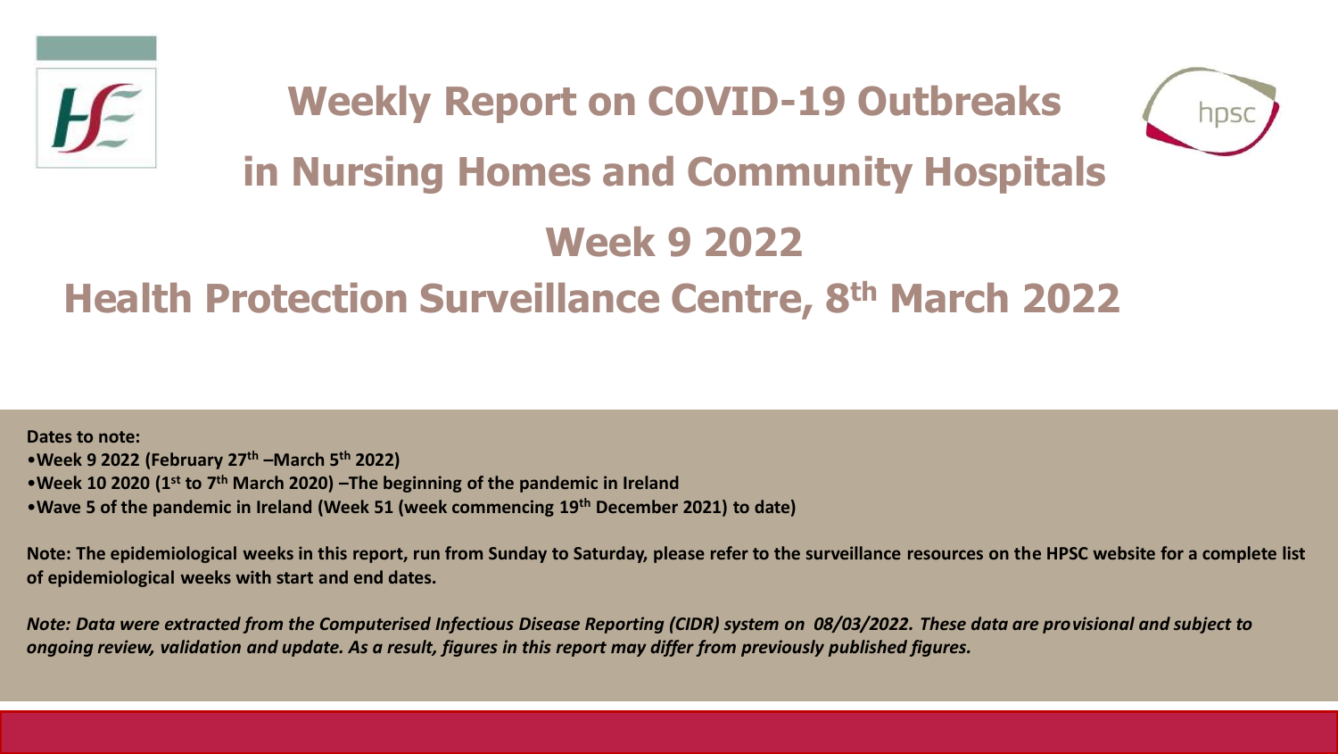# Weekly Report on COVID-19 Outbreaks in Nursing Homes and Community Hospitals

# Week 9 2022

## Health Protection Surveillance Centre, 8th March 2022

**Dates to note:**

- **Week 9 2022 (February 27th –March 5th 2022)**
- **Week 10 2020 (1st to 7th March 2020) –The beginning of the pandemic in Ireland**
- **Wave 5 of the pandemic in Ireland (Week 51 (week commencing 19th December 2021) to date)**

**Note: The epidemiological weeks in this report, run from Sunday to Saturday, please refer to the surveillance resources on the HPSC website for a complete list of epidemiological weeks with start and end dates.**

***Note: Data were extracted from the Computerised Infectious Disease Reporting (CIDR) system on 08/03/2022. These data are provisional and subject to ongoing review, validation and update. As a result, figures in this report may differ from previously published figures.***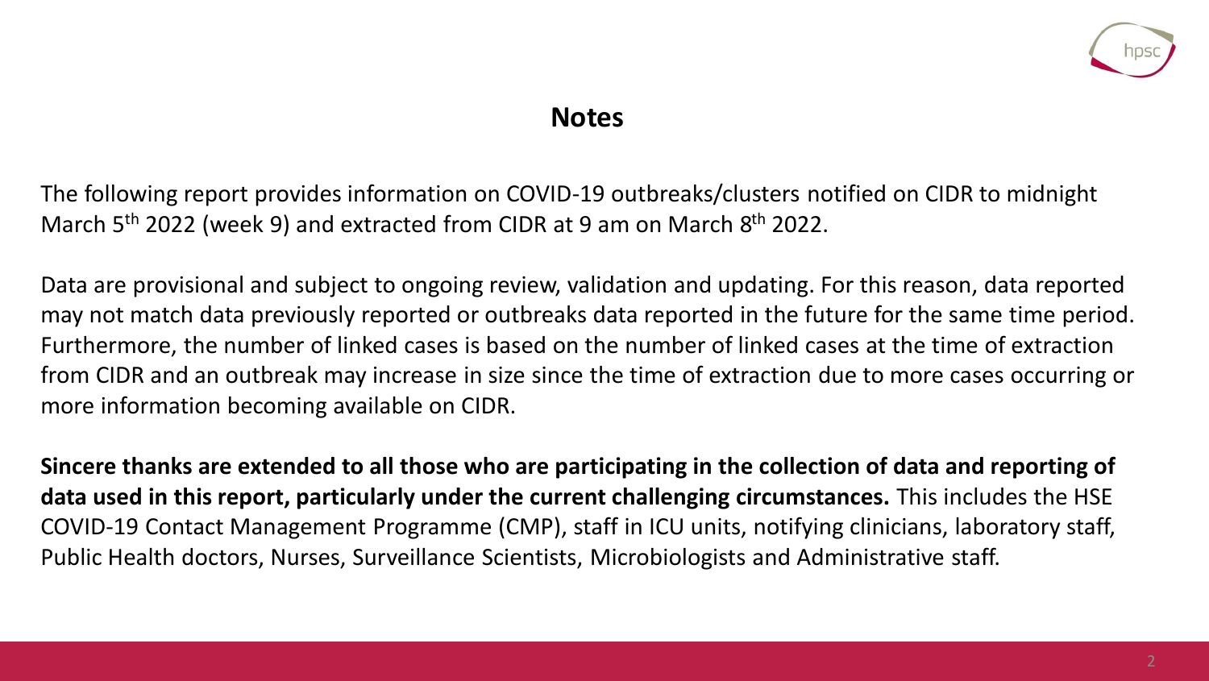## Notes

The following report provides information on COVID-19 outbreaks/clusters notified on CIDR to midnight March 5th 2022 (week 9) and extracted from CIDR at 9 am on March 8th 2022.

Data are provisional and subject to ongoing review, validation and updating. For this reason, data reported may not match data previously reported or outbreaks data reported in the future for the same time period. Furthermore, the number of linked cases is based on the number of linked cases at the time of extraction from CIDR and an outbreak may increase in size since the time of extraction due to more cases occurring or more information becoming available on CIDR.

**Sincere thanks are extended to all those who are participating in the collection of data and reporting of data used in this report, particularly under the current challenging circumstances.** This includes the HSE COVID-19 Contact Management Programme (CMP), staff in ICU units, notifying clinicians, laboratory staff, Public Health doctors, Nurses, Surveillance Scientists, Microbiologists and Administrative staff.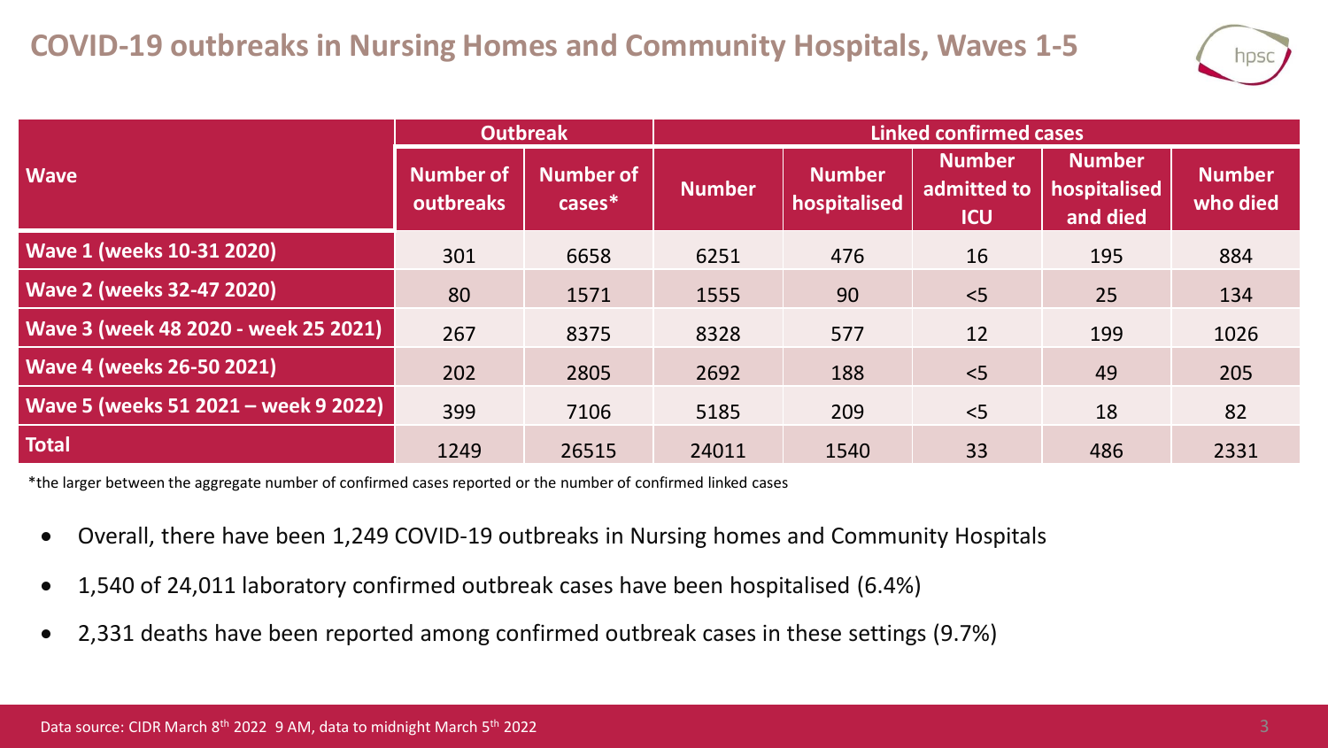## COVID-19 outbreaks in Nursing Homes and Community Hospitals, Waves 1-5

| Wave | Outbreak | | Linked confirmed cases | | | | |
|---|---|---|---|---|---|---|---|
| | Number of outbreaks | Number of cases* | Number | Number hospitalised | Number admitted to ICU | Number hospitalised and died | Number who died |
| **Wave 1 (weeks 10-31 2020)** | 301 | 6658 | 6251 | 476 | 16 | 195 | 884 |
| **Wave 2 (weeks 32-47 2020)** | 80 | 1571 | 1555 | 90 | <5 | 25 | 134 |
| **Wave 3 (week 48 2020 - week 25 2021)** | 267 | 8375 | 8328 | 577 | 12 | 199 | 1026 |
| **Wave 4 (weeks 26-50 2021)** | 202 | 2805 | 2692 | 188 | <5 | 49 | 205 |
| **Wave 5 (weeks 51 2021 – week 9 2022)** | 399 | 7106 | 5185 | 209 | <5 | 18 | 82 |
| **Total** | 1249 | 26515 | 24011 | 1540 | 33 | 486 | 2331 |

*the larger between the aggregate number of confirmed cases reported or the number of confirmed linked cases

- Overall, there have been 1,249 COVID-19 outbreaks in Nursing homes and Community Hospitals
- 1,540 of 24,011 laboratory confirmed outbreak cases have been hospitalised (6.4%)
- 2,331 deaths have been reported among confirmed outbreak cases in these settings (9.7%)

Data source: CIDR March 8th 2022 9 AM, data to midnight March 5th 2022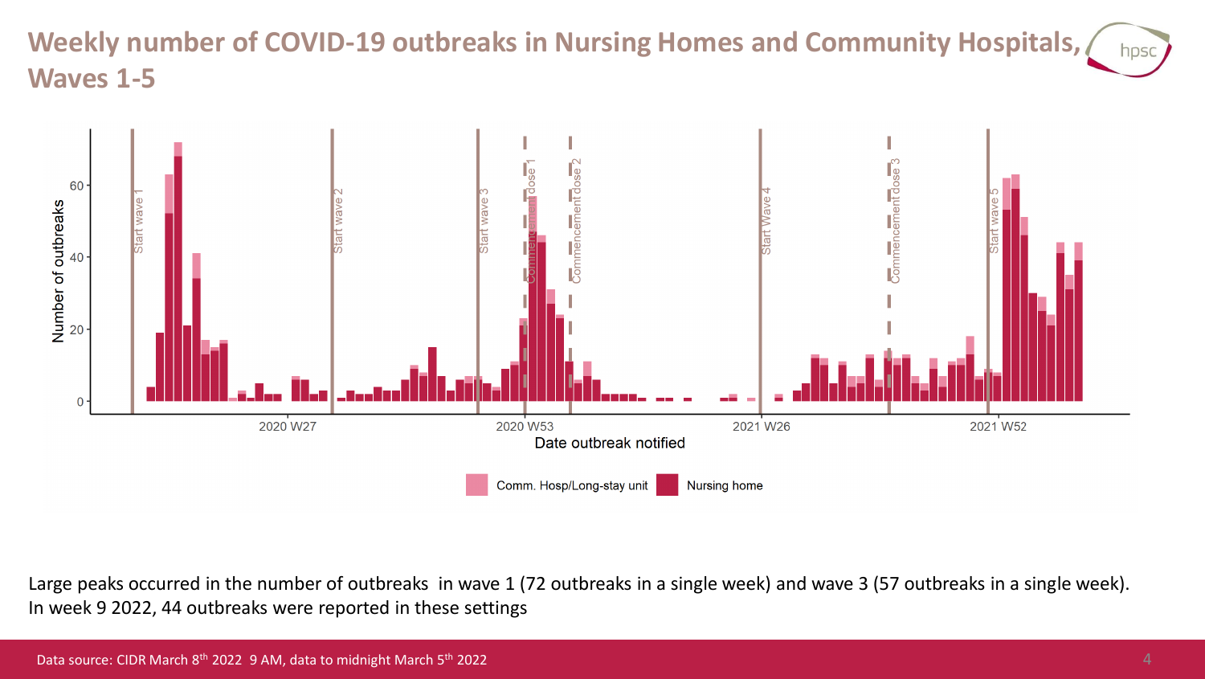# Weekly number of COVID-19 outbreaks in Nursing Homes and Community Hospitals, Waves 1-5

Large peaks occurred in the number of outbreaks in wave 1 (72 outbreaks in a single week) and wave 3 (57 outbreaks in a single week). In week 9 2022, 44 outbreaks were reported in these settings

Data source: CIDR March 8th 2022 9 AM, data to midnight March 5th 2022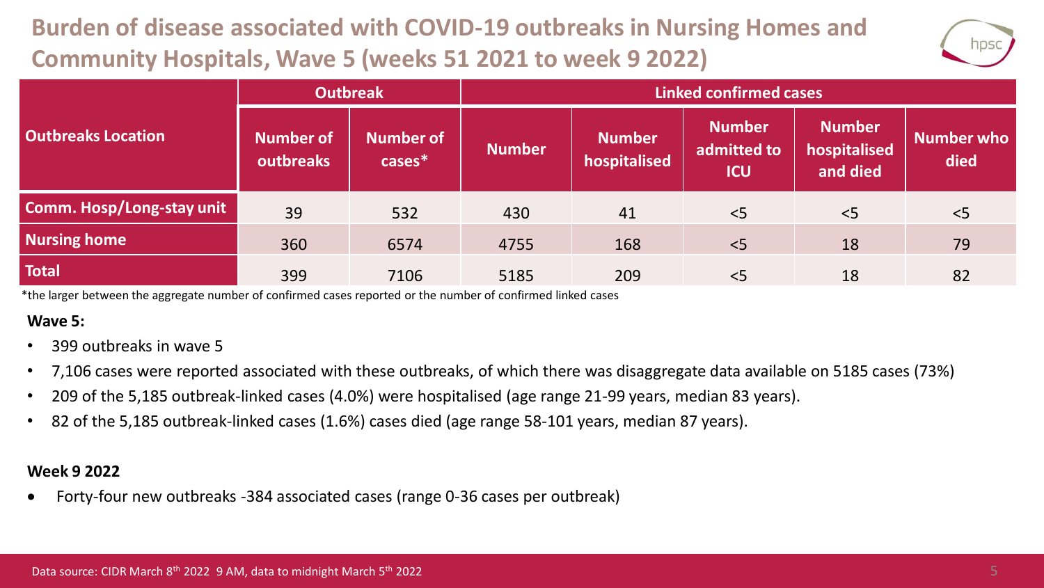# Burden of disease associated with COVID-19 outbreaks in Nursing Homes and Community Hospitals, Wave 5 (weeks 51 2021 to week 9 2022)

| Outbreaks Location | Outbreak | | Linked confirmed cases | | | | |
|---|---|---|---|---|---|---|---|
| | Number of outbreaks | Number of cases* | Number | Number hospitalised | Number admitted to ICU | Number hospitalised and died | Number who died |
| Comm. Hosp/Long-stay unit | 39 | 532 | 430 | 41 | <5 | <5 | <5 |
| Nursing home | 360 | 6574 | 4755 | 168 | <5 | 18 | 79 |
| Total | 399 | 7106 | 5185 | 209 | <5 | 18 | 82 |

*the larger between the aggregate number of confirmed cases reported or the number of confirmed linked cases

**Wave 5:**

- 399 outbreaks in wave 5
- 7,106 cases were reported associated with these outbreaks, of which there was disaggregate data available on 5185 cases (73%)
- 209 of the 5,185 outbreak-linked cases (4.0%) were hospitalised (age range 21-99 years, median 83 years).
- 82 of the 5,185 outbreak-linked cases (1.6%) cases died (age range 58-101 years, median 87 years).

**Week 9 2022**

- Forty-four new outbreaks -384 associated cases (range 0-36 cases per outbreak)

Data source: CIDR March 8th 2022 9 AM, data to midnight March 5th 2022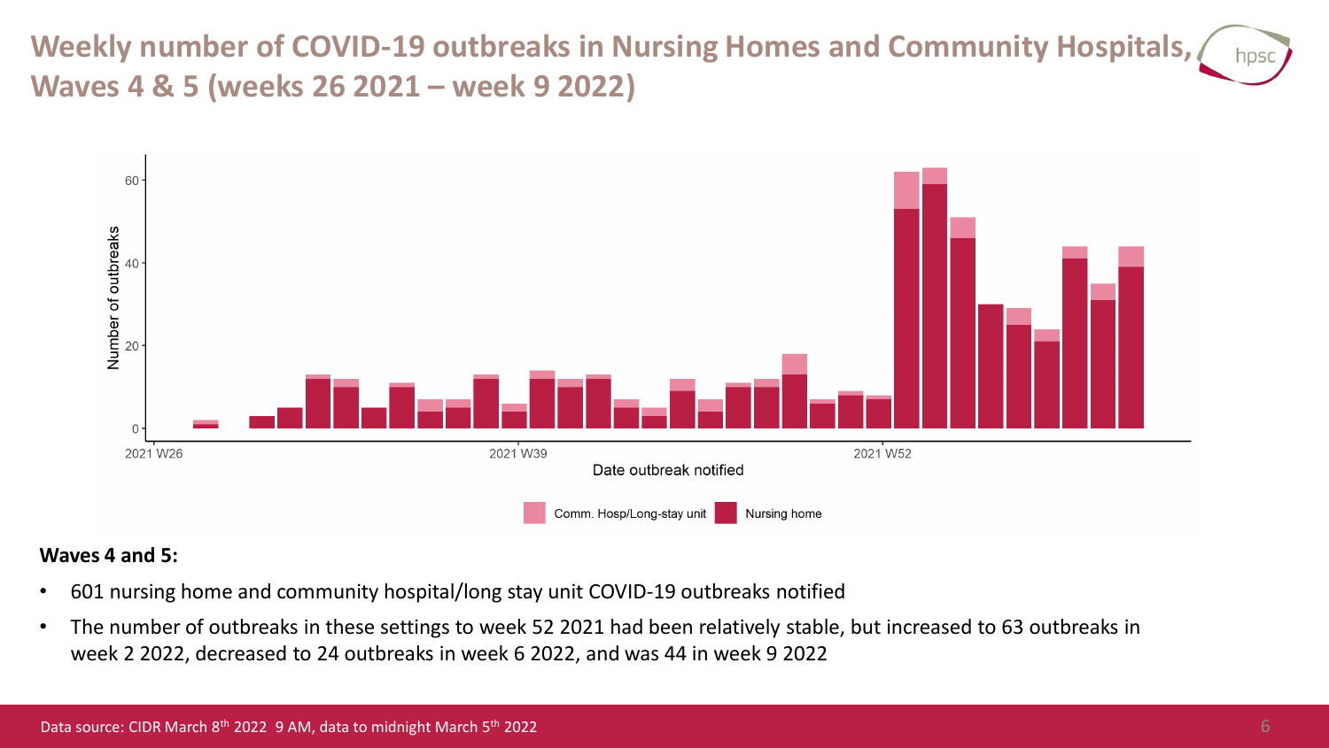# Weekly number of COVID-19 outbreaks in Nursing Homes and Community Hospitals, Waves 4 & 5 (weeks 26 2021 – week 9 2022)

**Waves 4 and 5:**

- 601 nursing home and community hospital/long stay unit COVID-19 outbreaks notified
- The number of outbreaks in these settings to week 52 2021 had been relatively stable, but increased to 63 outbreaks in week 2 2022, decreased to 24 outbreaks in week 6 2022, and was 44 in week 9 2022

Data source: CIDR March 8th 2022 9 AM, data to midnight March 5th 2022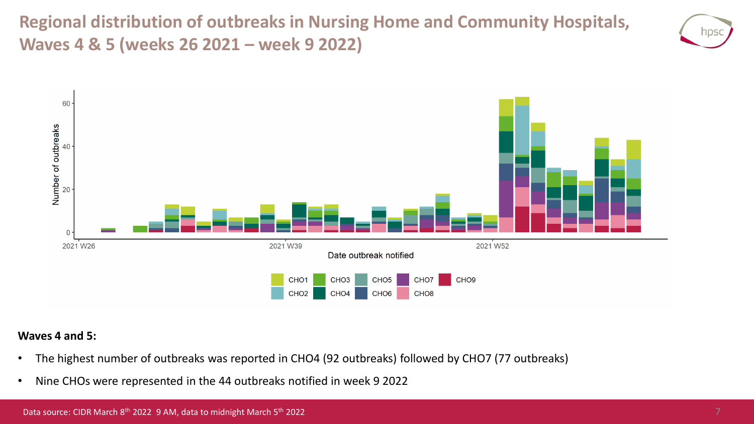# Regional distribution of outbreaks in Nursing Home and Community Hospitals, Waves 4 & 5 (weeks 26 2021 – week 9 2022)

**Waves 4 and 5:**

- The highest number of outbreaks was reported in CHO4 (92 outbreaks) followed by CHO7 (77 outbreaks)
- Nine CHOs were represented in the 44 outbreaks notified in week 9 2022

Data source: CIDR March 8th 2022 9 AM, data to midnight March 5th 2022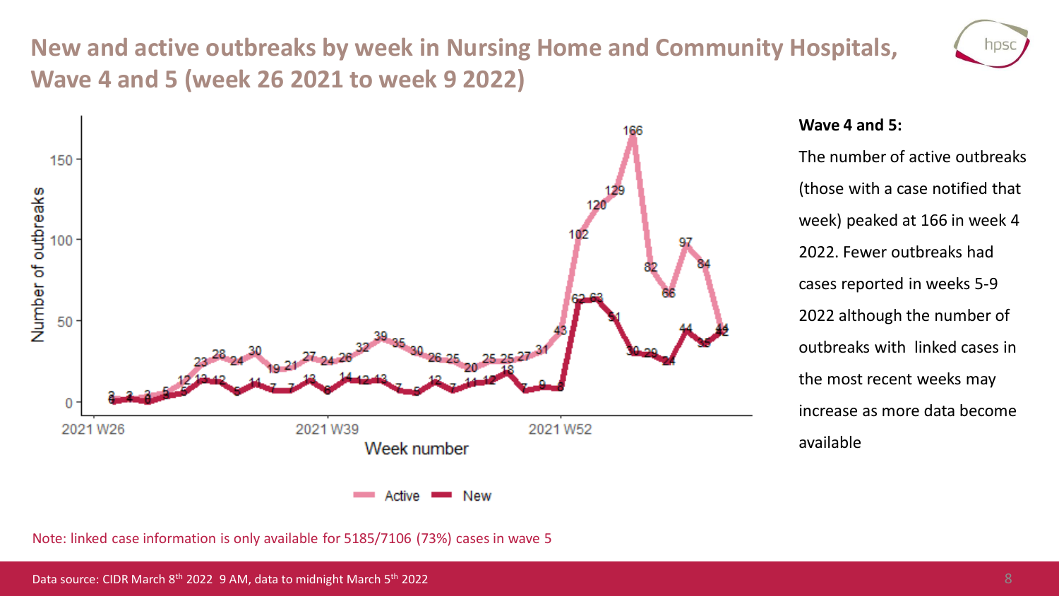# New and active outbreaks by week in Nursing Home and Community Hospitals, Wave 4 and 5 (week 26 2021 to week 9 2022)

**Wave 4 and 5:**

The number of active outbreaks (those with a case notified that week) peaked at 166 in week 4 2022. Fewer outbreaks had cases reported in weeks 5-9 2022 although the number of outbreaks with linked cases in the most recent weeks may increase as more data become available

Note: linked case information is only available for 5185/7106 (73%) cases in wave 5

Data source: CIDR March 8th 2022 9 AM, data to midnight March 5th 2022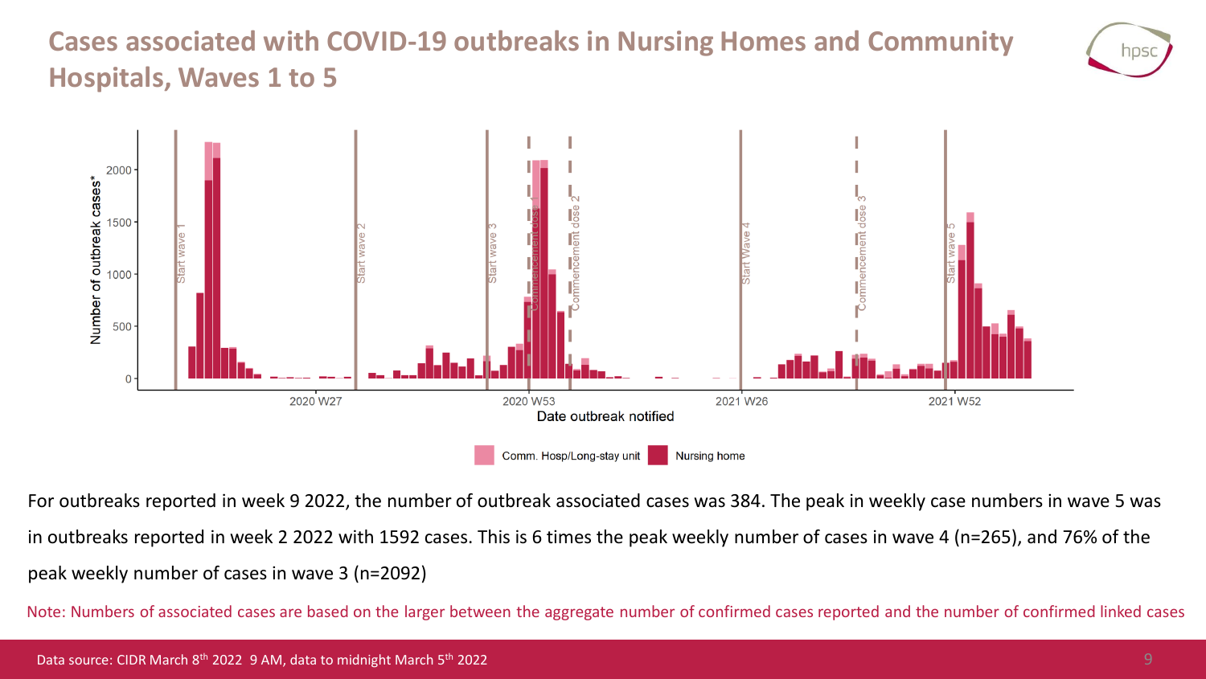# Cases associated with COVID-19 outbreaks in Nursing Homes and Community Hospitals, Waves 1 to 5

For outbreaks reported in week 9 2022, the number of outbreak associated cases was 384. The peak in weekly case numbers in wave 5 was in outbreaks reported in week 2 2022 with 1592 cases. This is 6 times the peak weekly number of cases in wave 4 (n=265), and 76% of the peak weekly number of cases in wave 3 (n=2092)

Note: Numbers of associated cases are based on the larger between the aggregate number of confirmed cases reported and the number of confirmed linked cases

Data source: CIDR March 8th 2022 9 AM, data to midnight March 5th 2022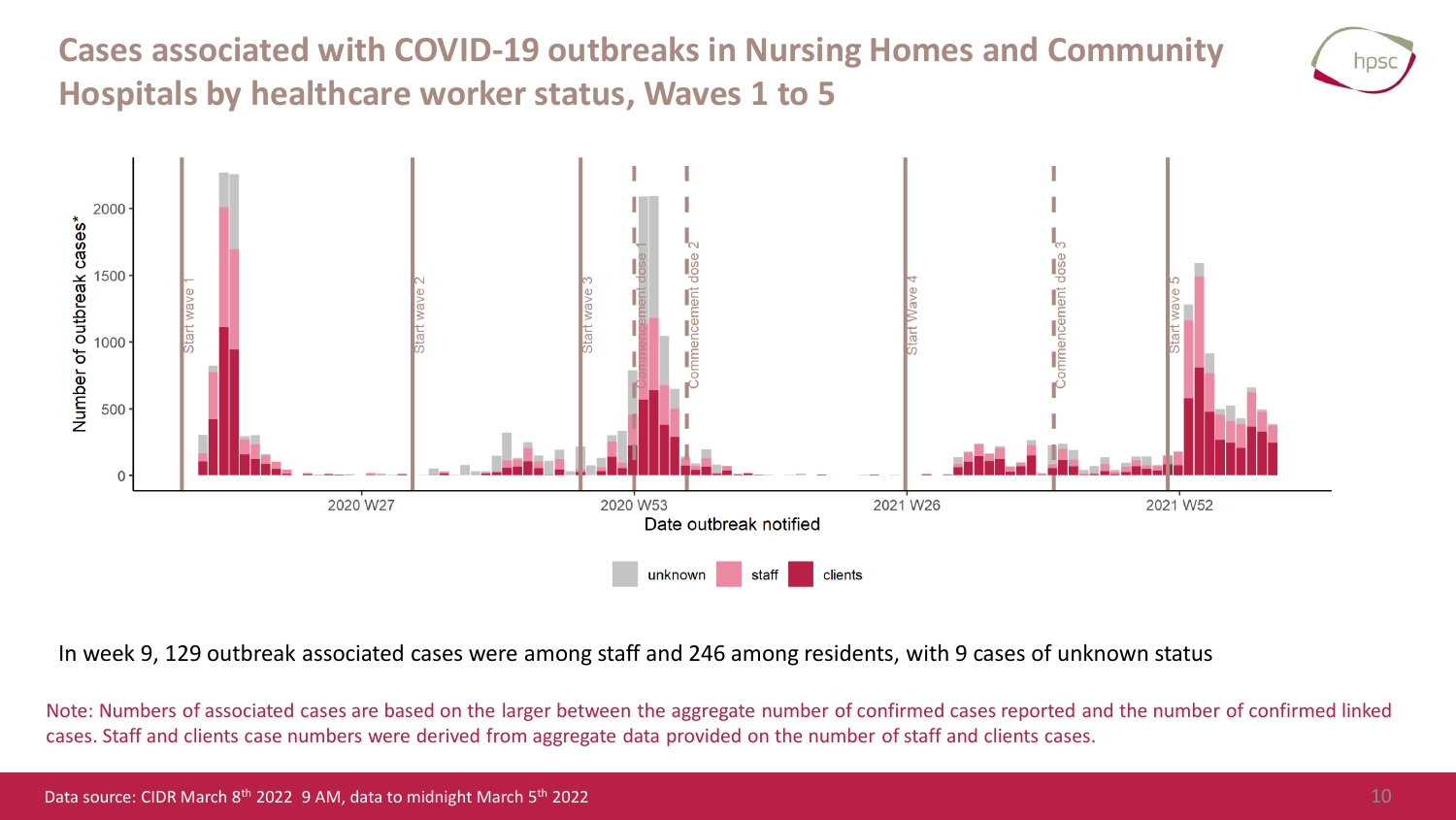# Cases associated with COVID-19 outbreaks in Nursing Homes and Community Hospitals by healthcare worker status, Waves 1 to 5

In week 9, 129 outbreak associated cases were among staff and 246 among residents, with 9 cases of unknown status

Note: Numbers of associated cases are based on the larger between the aggregate number of confirmed cases reported and the number of confirmed linked cases. Staff and clients case numbers were derived from aggregate data provided on the number of staff and clients cases.

Data source: CIDR March 8th 2022 9 AM, data to midnight March 5th 2022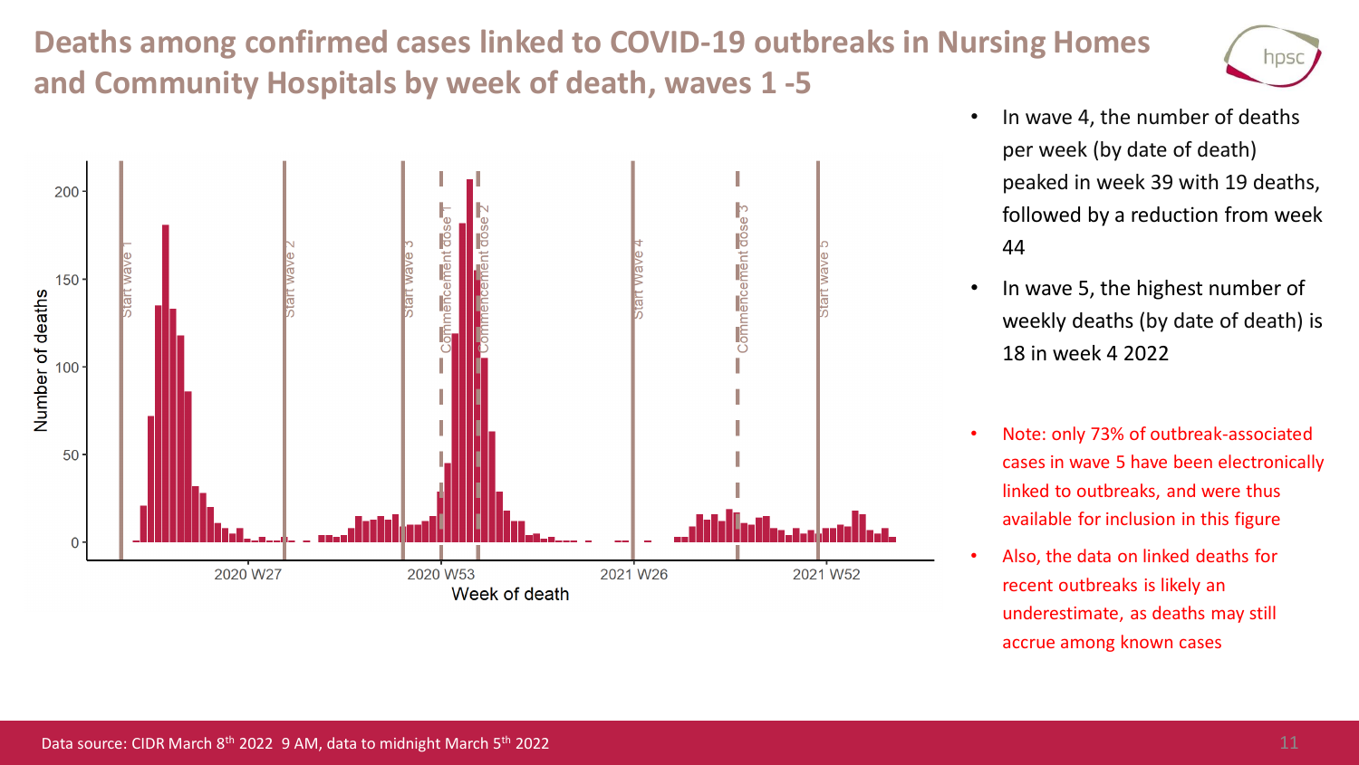# Deaths among confirmed cases linked to COVID-19 outbreaks in Nursing Homes and Community Hospitals by week of death, waves 1 -5

- In wave 4, the number of deaths per week (by date of death) peaked in week 39 with 19 deaths, followed by a reduction from week 44
- In wave 5, the highest number of weekly deaths (by date of death) is 18 in week 4 2022

- Note: only 73% of outbreak-associated cases in wave 5 have been electronically linked to outbreaks, and were thus available for inclusion in this figure
- Also, the data on linked deaths for recent outbreaks is likely an underestimate, as deaths may still accrue among known cases

Data source: CIDR March 8th 2022 9 AM, data to midnight March 5th 2022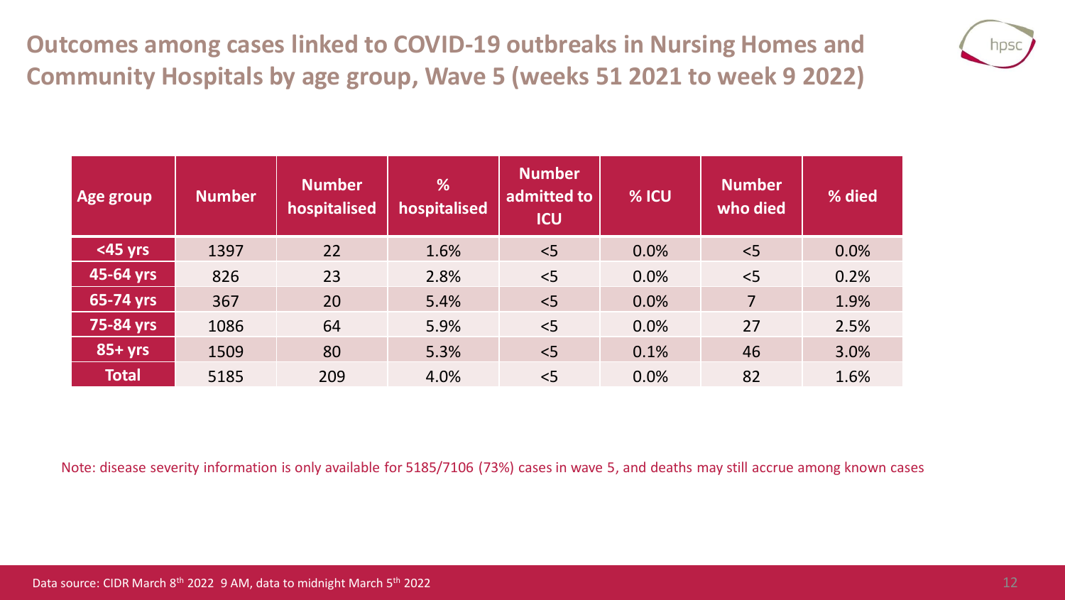## Outcomes among cases linked to COVID-19 outbreaks in Nursing Homes and Community Hospitals by age group, Wave 5 (weeks 51 2021 to week 9 2022)

| Age group | Number | Number hospitalised | % hospitalised | Number admitted to ICU | % ICU | Number who died | % died |
|---|---|---|---|---|---|---|---|
| <45 yrs | 1397 | 22 | 1.6% | <5 | 0.0% | <5 | 0.0% |
| 45-64 yrs | 826 | 23 | 2.8% | <5 | 0.0% | <5 | 0.2% |
| 65-74 yrs | 367 | 20 | 5.4% | <5 | 0.0% | 7 | 1.9% |
| 75-84 yrs | 1086 | 64 | 5.9% | <5 | 0.0% | 27 | 2.5% |
| 85+ yrs | 1509 | 80 | 5.3% | <5 | 0.1% | 46 | 3.0% |
| Total | 5185 | 209 | 4.0% | <5 | 0.0% | 82 | 1.6% |

Note: disease severity information is only available for 5185/7106 (73%) cases in wave 5, and deaths may still accrue among known cases

Data source: CIDR March 8th 2022 9 AM, data to midnight March 5th 2022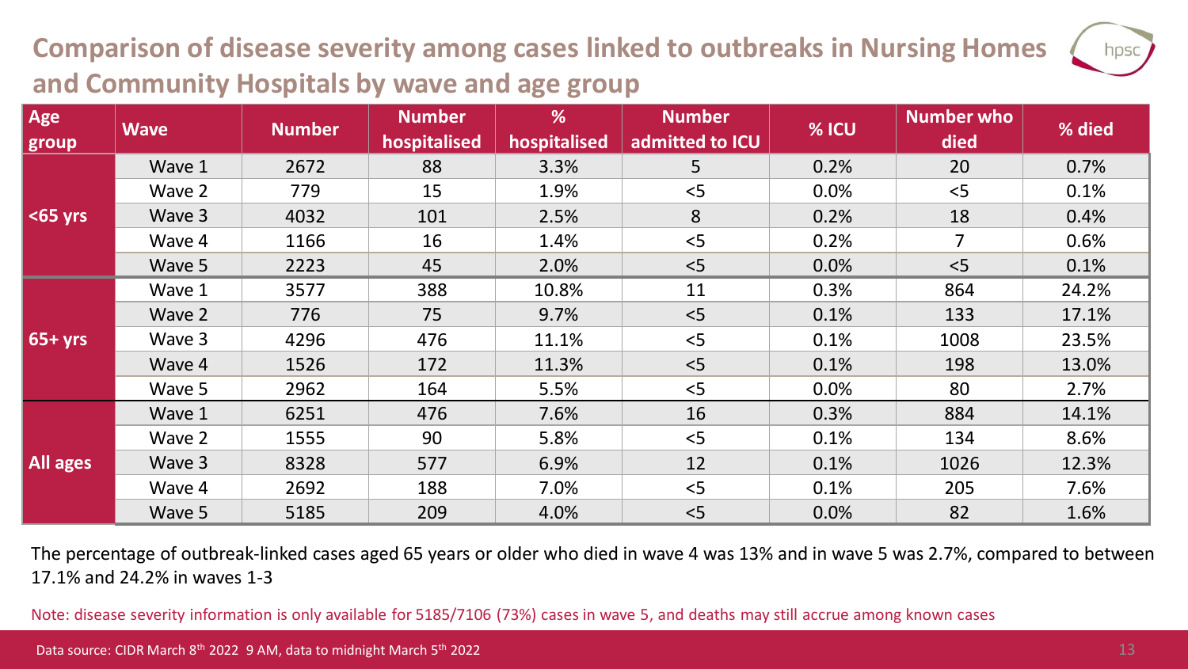# Comparison of disease severity among cases linked to outbreaks in Nursing Homes and Community Hospitals by wave and age group

| Age group | Wave | Number | Number hospitalised | % hospitalised | Number admitted to ICU | % ICU | Number who died | % died |
|---|---|---|---|---|---|---|---|---|
| <65 yrs | Wave 1 | 2672 | 88 | 3.3% | 5 | 0.2% | 20 | 0.7% |
| | Wave 2 | 779 | 15 | 1.9% | <5 | 0.0% | <5 | 0.1% |
| | Wave 3 | 4032 | 101 | 2.5% | 8 | 0.2% | 18 | 0.4% |
| | Wave 4 | 1166 | 16 | 1.4% | <5 | 0.2% | 7 | 0.6% |
| | Wave 5 | 2223 | 45 | 2.0% | <5 | 0.0% | <5 | 0.1% |
| 65+ yrs | Wave 1 | 3577 | 388 | 10.8% | 11 | 0.3% | 864 | 24.2% |
| | Wave 2 | 776 | 75 | 9.7% | <5 | 0.1% | 133 | 17.1% |
| | Wave 3 | 4296 | 476 | 11.1% | <5 | 0.1% | 1008 | 23.5% |
| | Wave 4 | 1526 | 172 | 11.3% | <5 | 0.1% | 198 | 13.0% |
| | Wave 5 | 2962 | 164 | 5.5% | <5 | 0.0% | 80 | 2.7% |
| All ages | Wave 1 | 6251 | 476 | 7.6% | 16 | 0.3% | 884 | 14.1% |
| | Wave 2 | 1555 | 90 | 5.8% | <5 | 0.1% | 134 | 8.6% |
| | Wave 3 | 8328 | 577 | 6.9% | 12 | 0.1% | 1026 | 12.3% |
| | Wave 4 | 2692 | 188 | 7.0% | <5 | 0.1% | 205 | 7.6% |
| | Wave 5 | 5185 | 209 | 4.0% | <5 | 0.0% | 82 | 1.6% |

The percentage of outbreak-linked cases aged 65 years or older who died in wave 4 was 13% and in wave 5 was 2.7%, compared to between 17.1% and 24.2% in waves 1-3

Note: disease severity information is only available for 5185/7106 (73%) cases in wave 5, and deaths may still accrue among known cases

Data source: CIDR March 8th 2022 9 AM, data to midnight March 5th 2022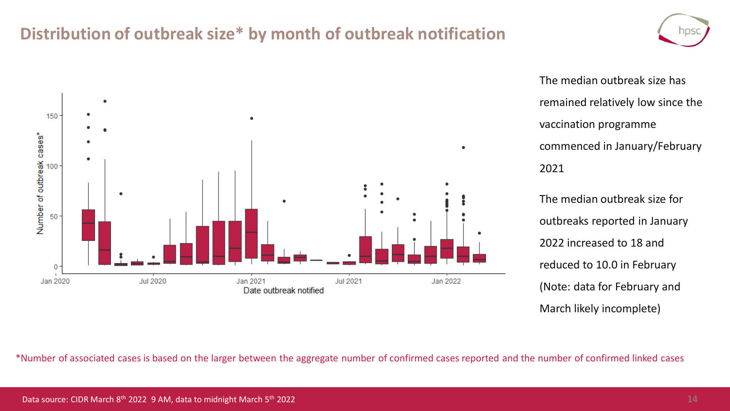# Distribution of outbreak size* by month of outbreak notification

The median outbreak size has remained relatively low since the vaccination programme commenced in January/February 2021

The median outbreak size for outbreaks reported in January 2022 increased to 18 and reduced to 10.0 in February (Note: data for February and March likely incomplete)

*Number of associated cases is based on the larger between the aggregate number of confirmed cases reported and the number of confirmed linked cases

Data source: CIDR March 8th 2022 9 AM, data to midnight March 5th 2022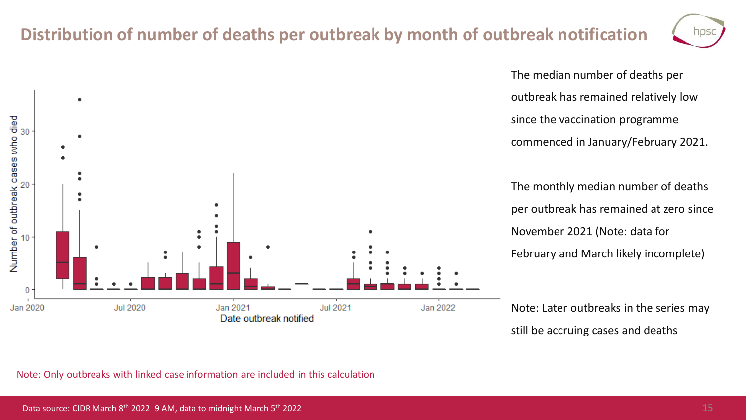# Distribution of number of deaths per outbreak by month of outbreak notification

The median number of deaths per outbreak has remained relatively low since the vaccination programme commenced in January/February 2021.

The monthly median number of deaths per outbreak has remained at zero since November 2021 (Note: data for February and March likely incomplete)

Note: Later outbreaks in the series may still be accruing cases and deaths

Note: Only outbreaks with linked case information are included in this calculation

Data source: CIDR March 8th 2022 9 AM, data to midnight March 5th 2022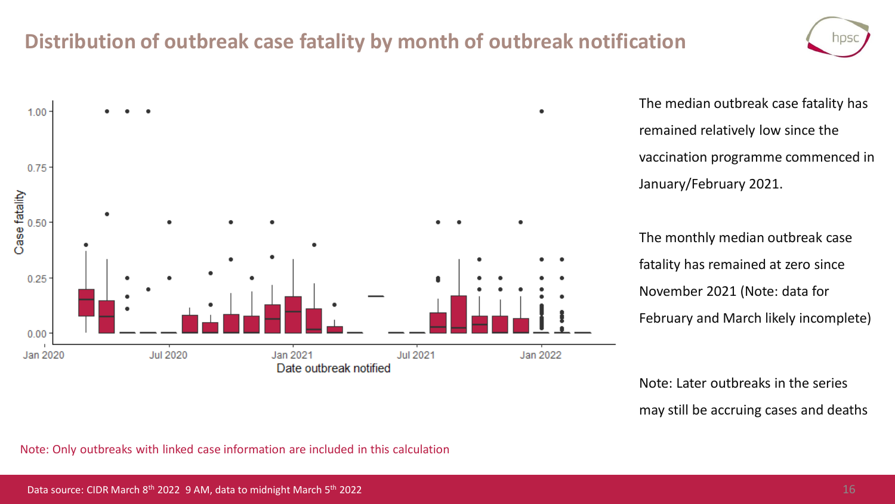# Distribution of outbreak case fatality by month of outbreak notification

The median outbreak case fatality has remained relatively low since the vaccination programme commenced in January/February 2021.

The monthly median outbreak case fatality has remained at zero since November 2021 (Note: data for February and March likely incomplete)

Note: Later outbreaks in the series may still be accruing cases and deaths

Note: Only outbreaks with linked case information are included in this calculation

Data source: CIDR March 8th 2022 9 AM, data to midnight March 5th 2022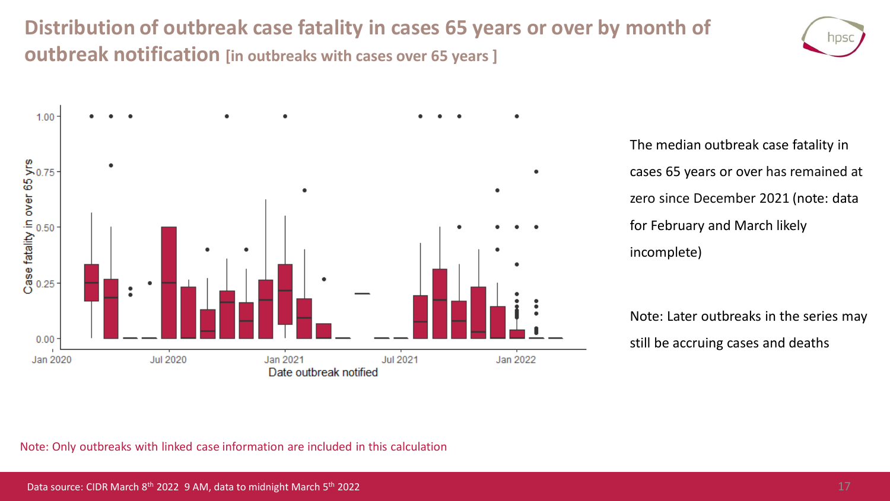# Distribution of outbreak case fatality in cases 65 years or over by month of outbreak notification [in outbreaks with cases over 65 years ]

Case fatality in over 65 yrs

1.00

0.75

0.50

0.25

0.00

Jan 2020

Jul 2020

Jan 2021

Jul 2021

Jan 2022

Date outbreak notified

The median outbreak case fatality in cases 65 years or over has remained at zero since December 2021 (note: data for February and March likely incomplete)

Note: Later outbreaks in the series may still be accruing cases and deaths

Note: Only outbreaks with linked case information are included in this calculation

Data source: CIDR March 8th 2022 9 AM, data to midnight March 5th 2022